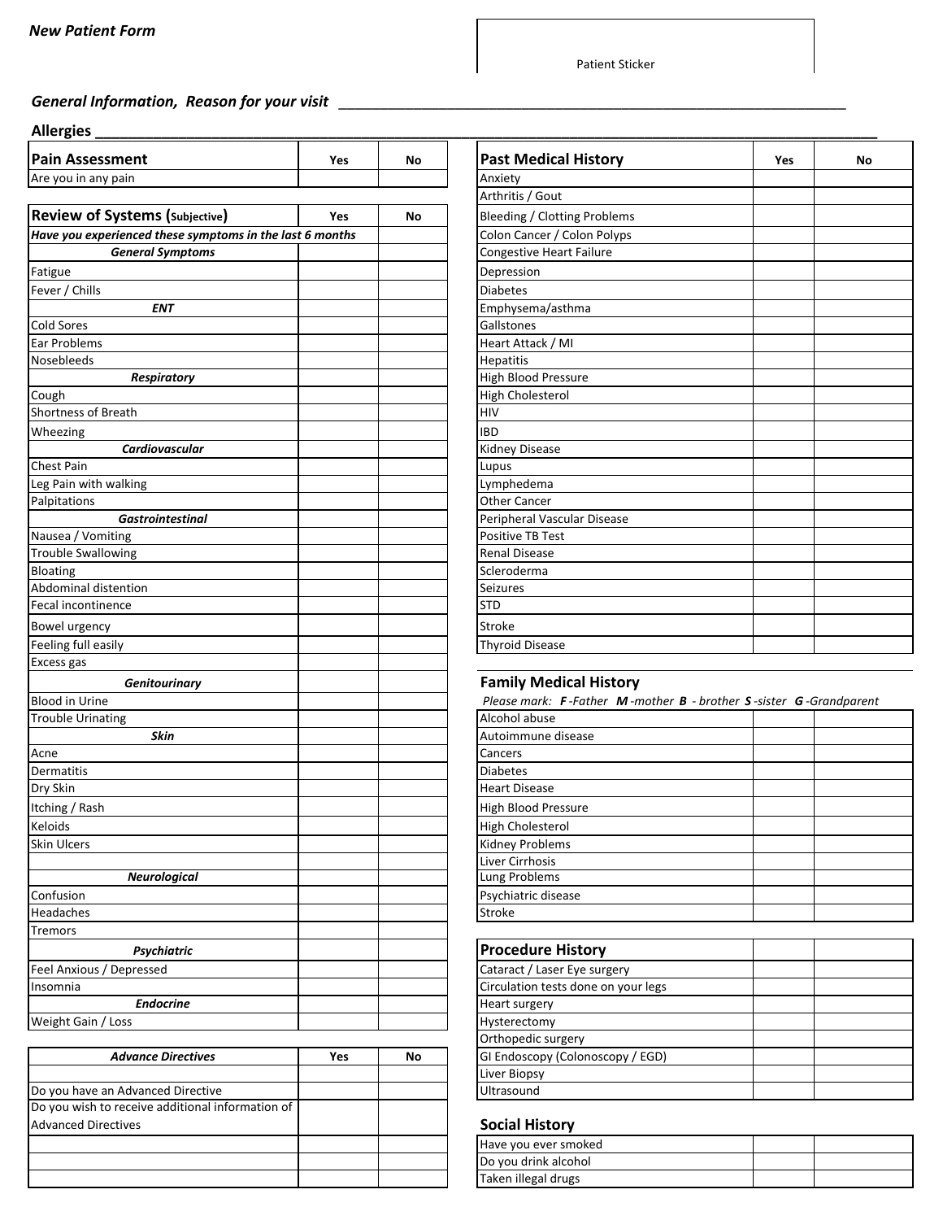# New Patient Form

Patient Sticker

**General Information, Reason for your visit** ___________________________________________

**Allergies** ___________________________________________

| Pain Assessment | Yes | No |
|---|---|---|
| Are you in any pain | | |

| Review of Systems (Subjective) | Yes | No |
|---|---|---|
| *Have you experienced these symptoms in the last 6 months* | | |
| ***General Symptoms*** | | |
| Fatigue | | |
| Fever / Chills | | |
| ***ENT*** | | |
| Cold Sores | | |
| Ear Problems | | |
| Nosebleeds | | |
| ***Respiratory*** | | |
| Cough | | |
| Shortness of Breath | | |
| Wheezing | | |
| ***Cardiovascular*** | | |
| Chest Pain | | |
| Leg Pain with walking | | |
| Palpitations | | |
| ***Gastrointestinal*** | | |
| Nausea / Vomiting | | |
| Trouble Swallowing | | |
| Bloating | | |
| Abdominal distention | | |
| Fecal incontinence | | |
| Bowel urgency | | |
| Feeling full easily | | |
| Excess gas | | |
| ***Genitourinary*** | | |
| Blood in Urine | | |
| Trouble Urinating | | |
| ***Skin*** | | |
| Acne | | |
| Dermatitis | | |
| Dry Skin | | |
| Itching / Rash | | |
| Keloids | | |
| Skin Ulcers | | |
| | | |
| ***Neurological*** | | |
| Confusion | | |
| Headaches | | |
| Tremors | | |
| ***Psychiatric*** | | |
| Feel Anxious / Depressed | | |
| Insomnia | | |
| ***Endocrine*** | | |
| Weight Gain / Loss | | |

| *Advance Directives* | Yes | No |
|---|---|---|
| | | |
| Do you have an Advanced Directive | | |
| Do you wish to receive additional information of Advanced Directives | | |
| | | |
| | | |
| | | |

| Past Medical History | Yes | No |
|---|---|---|
| Anxiety | | |
| Arthritis / Gout | | |
| Bleeding / Clotting Problems | | |
| Colon Cancer / Colon Polyps | | |
| Congestive Heart Failure | | |
| Depression | | |
| Diabetes | | |
| Emphysema/asthma | | |
| Gallstones | | |
| Heart Attack / MI | | |
| Hepatitis | | |
| High Blood Pressure | | |
| High Cholesterol | | |
| HIV | | |
| IBD | | |
| Kidney Disease | | |
| Lupus | | |
| Lymphedema | | |
| Other Cancer | | |
| Peripheral Vascular Disease | | |
| Positive TB Test | | |
| Renal Disease | | |
| Scleroderma | | |
| Seizures | | |
| STD | | |
| Stroke | | |
| Thyroid Disease | | |

## Family Medical History

*Please mark:* ***F*** *-Father* ***M*** *-mother* ***B*** *- brother* ***S*** *-sister* ***G*** *-Grandparent*

| | | |
|---|---|---|
| Alcohol abuse | | |
| Autoimmune disease | | |
| Cancers | | |
| Diabetes | | |
| Heart Disease | | |
| High Blood Pressure | | |
| High Cholesterol | | |
| Kidney Problems | | |
| Liver Cirrhosis | | |
| Lung Problems | | |
| Psychiatric disease | | |
| Stroke | | |

| Procedure History | | |
|---|---|---|
| Cataract / Laser Eye surgery | | |
| Circulation tests done on your legs | | |
| Heart surgery | | |
| Hysterectomy | | |
| Orthopedic surgery | | |
| GI Endoscopy (Colonoscopy / EGD) | | |
| Liver Biopsy | | |
| Ultrasound | | |

## Social History

| | | |
|---|---|---|
| Have you ever smoked | | |
| Do you drink alcohol | | |
| Taken illegal drugs | | |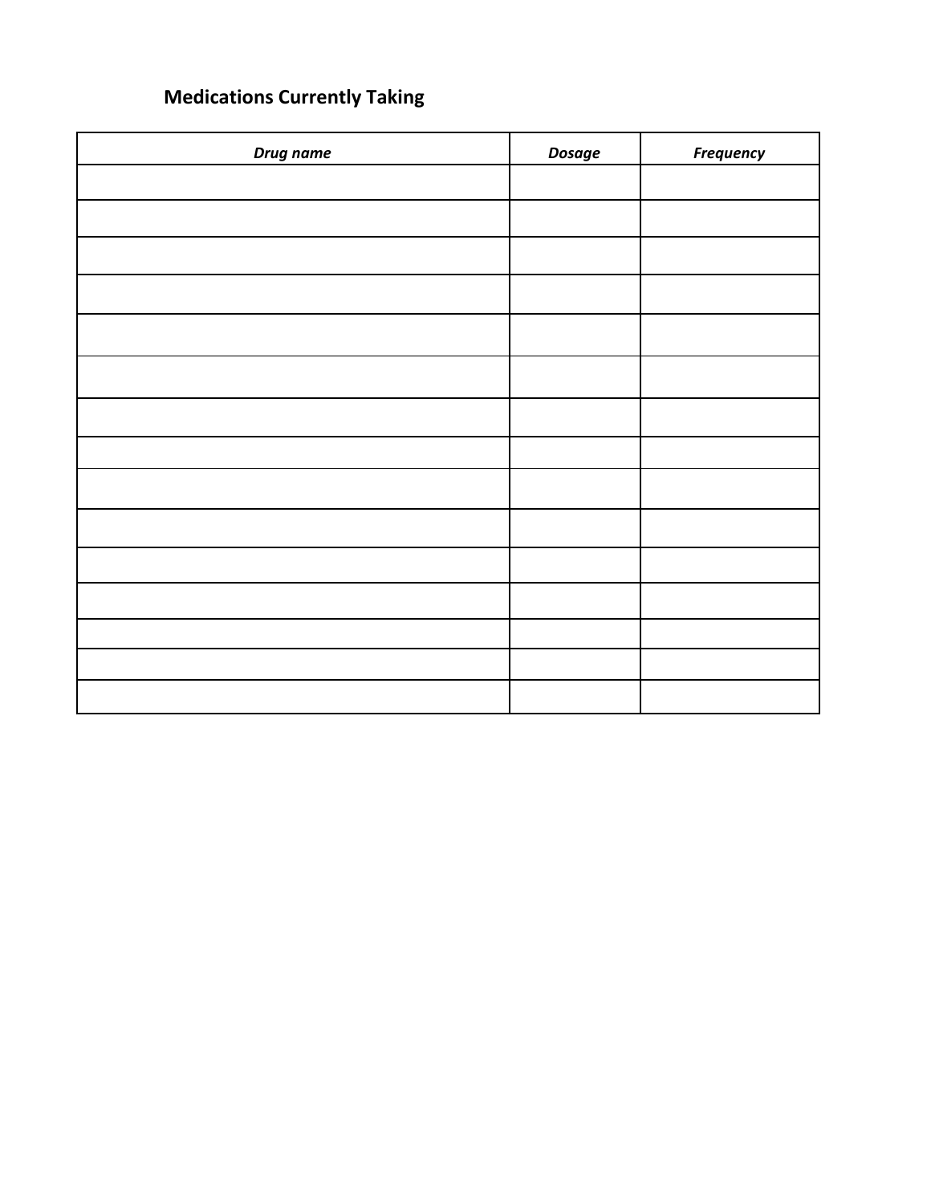## Medications Currently Taking

| *Drug name* | *Dosage* | *Frequency* |
|---|---|---|
| | | |
| | | |
| | | |
| | | |
| | | |
| | | |
| | | |
| | | |
| | | |
| | | |
| | | |
| | | |
| | | |
| | | |
| | | |